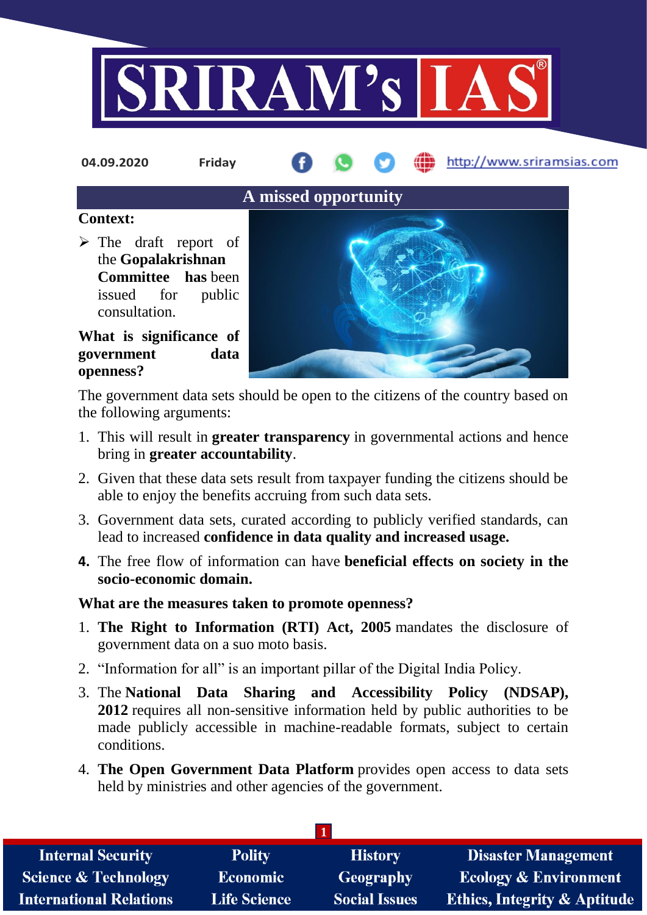04.09.2020 Friday

# A missed opportunity

**Context:**

- The draft report of the **Gopalakrishnan Committee has** been issued for public consultation.

**What is significance of government data openness?**

The government data sets should be open to the citizens of the country based on the following arguments:

1. This will result in **greater transparency** in governmental actions and hence bring in **greater accountability**.
2. Given that these data sets result from taxpayer funding the citizens should be able to enjoy the benefits accruing from such data sets.
3. Government data sets, curated according to publicly verified standards, can lead to increased **confidence in data quality and increased usage.**
4. The free flow of information can have **beneficial effects on society in the socio-economic domain.**

**What are the measures taken to promote openness?**

1. **The Right to Information (RTI) Act, 2005** mandates the disclosure of government data on a suo moto basis.
2. "Information for all" is an important pillar of the Digital India Policy.
3. The **National Data Sharing and Accessibility Policy (NDSAP), 2012** requires all non-sensitive information held by public authorities to be made publicly accessible in machine-readable formats, subject to certain conditions.
4. **The Open Government Data Platform** provides open access to data sets held by ministries and other agencies of the government.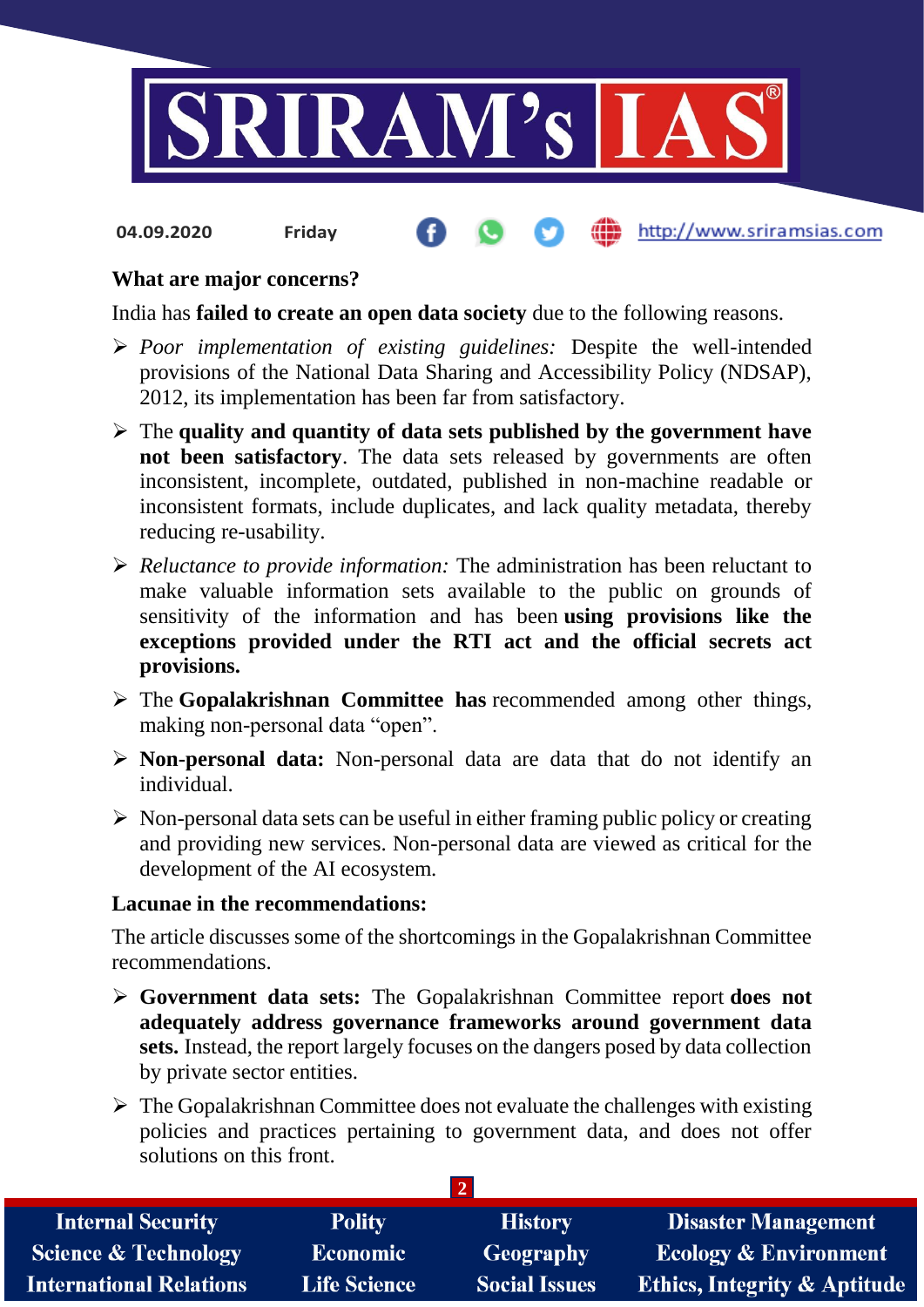### What are major concerns?

India has **failed to create an open data society** due to the following reasons.

- *Poor implementation of existing guidelines:* Despite the well-intended provisions of the National Data Sharing and Accessibility Policy (NDSAP), 2012, its implementation has been far from satisfactory.
- The **quality and quantity of data sets published by the government have not been satisfactory**. The data sets released by governments are often inconsistent, incomplete, outdated, published in non-machine readable or inconsistent formats, include duplicates, and lack quality metadata, thereby reducing re-usability.
- *Reluctance to provide information:* The administration has been reluctant to make valuable information sets available to the public on grounds of sensitivity of the information and has been **using provisions like the exceptions provided under the RTI act and the official secrets act provisions.**
- The **Gopalakrishnan Committee has** recommended among other things, making non-personal data "open".
- **Non-personal data:** Non-personal data are data that do not identify an individual.
- Non-personal data sets can be useful in either framing public policy or creating and providing new services. Non-personal data are viewed as critical for the development of the AI ecosystem.

### Lacunae in the recommendations:

The article discusses some of the shortcomings in the Gopalakrishnan Committee recommendations.

- **Government data sets:** The Gopalakrishnan Committee report **does not adequately address governance frameworks around government data sets.** Instead, the report largely focuses on the dangers posed by data collection by private sector entities.
- The Gopalakrishnan Committee does not evaluate the challenges with existing policies and practices pertaining to government data, and does not offer solutions on this front.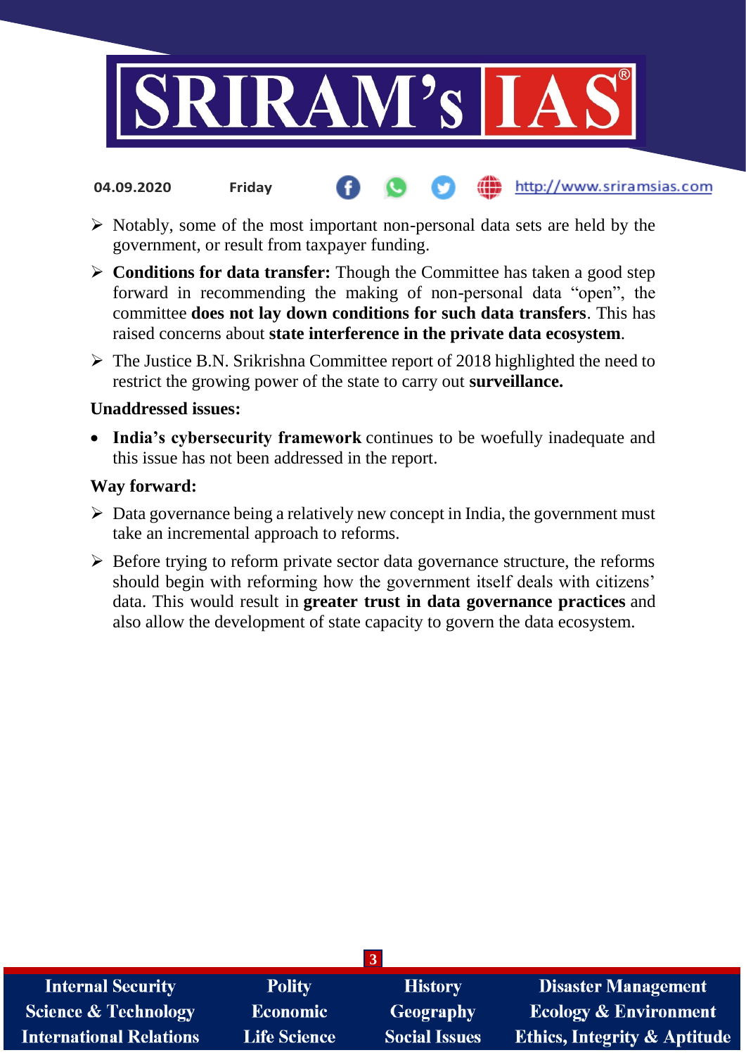- Notably, some of the most important non-personal data sets are held by the government, or result from taxpayer funding.
- **Conditions for data transfer:** Though the Committee has taken a good step forward in recommending the making of non-personal data "open", the committee **does not lay down conditions for such data transfers**. This has raised concerns about **state interference in the private data ecosystem**.
- The Justice B.N. Srikrishna Committee report of 2018 highlighted the need to restrict the growing power of the state to carry out **surveillance.**

**Unaddressed issues:**

- **India's cybersecurity framework** continues to be woefully inadequate and this issue has not been addressed in the report.

**Way forward:**

- Data governance being a relatively new concept in India, the government must take an incremental approach to reforms.
- Before trying to reform private sector data governance structure, the reforms should begin with reforming how the government itself deals with citizens' data. This would result in **greater trust in data governance practices** and also allow the development of state capacity to govern the data ecosystem.